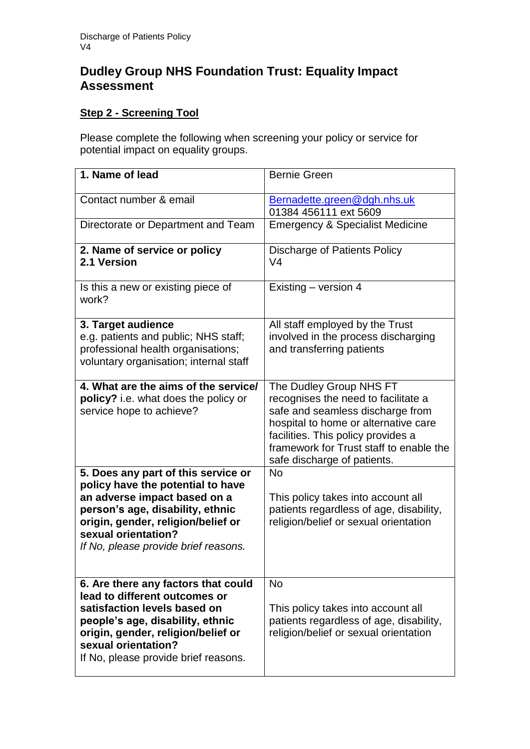# Dudley Group NHS Foundation Trust: Equality Impact Assessment

## Step 2 - Screening Tool

Please complete the following when screening your policy or service for potential impact on equality groups.

| **1. Name of lead** | Bernie Green |
|---|---|
| Contact number & email | Bernadette.green@dgh.nhs.uk<br>01384 456111 ext 5609 |
| Directorate or Department and Team | Emergency & Specialist Medicine |
| **2. Name of service or policy**<br>**2.1 Version** | Discharge of Patients Policy<br>V4 |
| Is this a new or existing piece of work? | Existing – version 4 |
| **3. Target audience**<br>e.g. patients and public; NHS staff; professional health organisations; voluntary organisation; internal staff | All staff employed by the Trust involved in the process discharging and transferring patients |
| **4. What are the aims of the service/ policy?** i.e. what does the policy or service hope to achieve? | The Dudley Group NHS FT recognises the need to facilitate a safe and seamless discharge from hospital to home or alternative care facilities. This policy provides a framework for Trust staff to enable the safe discharge of patients. |
| **5. Does any part of this service or policy have the potential to have an adverse impact based on a person's age, disability, ethnic origin, gender, religion/belief or sexual orientation?**<br>*If No, please provide brief reasons.* | No<br><br>This policy takes into account all patients regardless of age, disability, religion/belief or sexual orientation |
| **6. Are there any factors that could lead to different outcomes or satisfaction levels based on people's age, disability, ethnic origin, gender, religion/belief or sexual orientation?**<br>If No, please provide brief reasons. | No<br><br>This policy takes into account all patients regardless of age, disability, religion/belief or sexual orientation |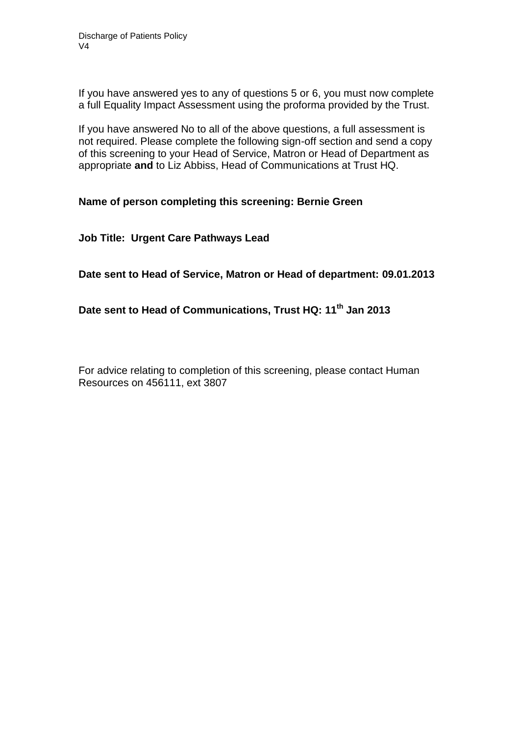If you have answered yes to any of questions 5 or 6, you must now complete a full Equality Impact Assessment using the proforma provided by the Trust.

If you have answered No to all of the above questions, a full assessment is not required. Please complete the following sign-off section and send a copy of this screening to your Head of Service, Matron or Head of Department as appropriate **and** to Liz Abbiss, Head of Communications at Trust HQ.

**Name of person completing this screening: Bernie Green**

**Job Title: Urgent Care Pathways Lead**

**Date sent to Head of Service, Matron or Head of department: 09.01.2013**

**Date sent to Head of Communications, Trust HQ: 11th Jan 2013**

For advice relating to completion of this screening, please contact Human Resources on 456111, ext 3807